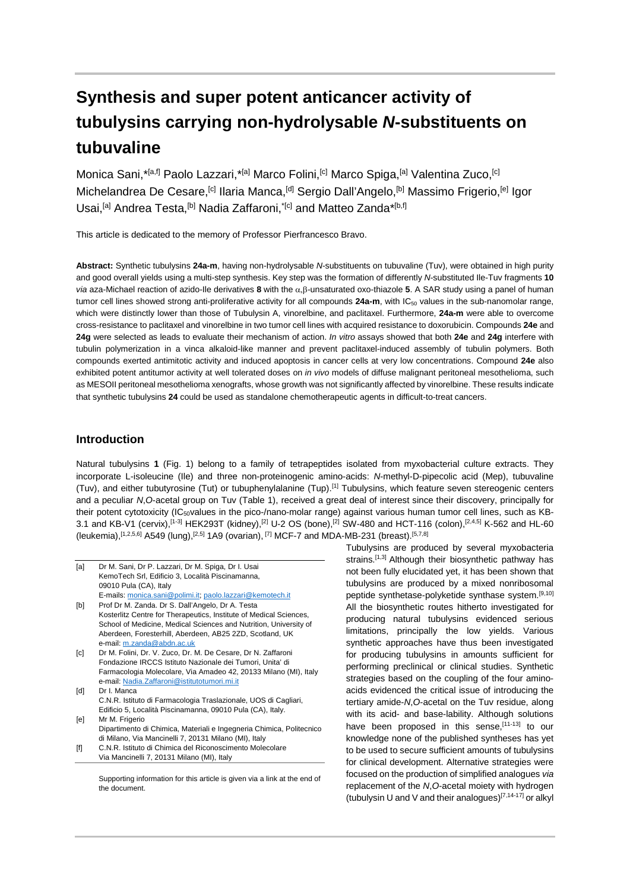# Synthesis and super potent anticancer activity of tubulysins carrying non-hydrolysable *N*-substituents on tubuvaline

Monica Sani,*[a,f] Paolo Lazzari,*[a] Marco Folini,[c] Marco Spiga,[a] Valentina Zuco,[c] Michelandrea De Cesare,[c] Ilaria Manca,[d] Sergio Dall'Angelo,[b] Massimo Frigerio,[e] Igor Usai,[a] Andrea Testa,[b] Nadia Zaffaroni,*[c] and Matteo Zanda*[b,f]

This article is dedicated to the memory of Professor Pierfrancesco Bravo.

**Abstract:** Synthetic tubulysins **24a-m**, having non-hydrolysable *N*-substituents on tubuvaline (Tuv), were obtained in high purity and good overall yields using a multi-step synthesis. Key step was the formation of differently *N*-substituted Ile-Tuv fragments **10** *via* aza-Michael reaction of azido-Ile derivatives **8** with the α,β-unsaturated oxo-thiazole **5**. A SAR study using a panel of human tumor cell lines showed strong anti-proliferative activity for all compounds **24a-m**, with $IC_{50}$ values in the sub-nanomolar range, which were distinctly lower than those of Tubulysin A, vinorelbine, and paclitaxel. Furthermore, **24a-m** were able to overcome cross-resistance to paclitaxel and vinorelbine in two tumor cell lines with acquired resistance to doxorubicin. Compounds **24e** and **24g** were selected as leads to evaluate their mechanism of action. *In vitro* assays showed that both **24e** and **24g** interfere with tubulin polymerization in a vinca alkaloid-like manner and prevent paclitaxel-induced assembly of tubulin polymers. Both compounds exerted antimitotic activity and induced apoptosis in cancer cells at very low concentrations. Compound **24e** also exhibited potent antitumor activity at well tolerated doses on *in vivo* models of diffuse malignant peritoneal mesothelioma, such as MESOII peritoneal mesothelioma xenografts, whose growth was not significantly affected by vinorelbine. These results indicate that synthetic tubulysins **24** could be used as standalone chemotherapeutic agents in difficult-to-treat cancers.

## Introduction

Natural tubulysins **1** (Fig. 1) belong to a family of tetrapeptides isolated from myxobacterial culture extracts. They incorporate L-isoleucine (Ile) and three non-proteinogenic amino-acids: *N*-methyl-D-pipecolic acid (Mep), tubuvaline (Tuv), and either tubutyrosine (Tut) or tubuphenylalanine (Tup).[1] Tubulysins, which feature seven stereogenic centers and a peculiar *N*,*O*-acetal group on Tuv (Table 1), received a great deal of interest since their discovery, principally for their potent cytotoxicity ($IC_{50}$values in the pico-/nano-molar range) against various human tumor cell lines, such as KB-3.1 and KB-V1 (cervix),[1-3] HEK293T (kidney),[2] U-2 OS (bone),[2] SW-480 and HCT-116 (colon),[2,4,5] K-562 and HL-60 (leukemia),[1,2,5,6] A549 (lung),[2,5] 1A9 (ovarian), [7] MCF-7 and MDA-MB-231 (breast).[5,7,8]

Tubulysins are produced by several myxobacteria strains.[1,3] Although their biosynthetic pathway has not been fully elucidated yet, it has been shown that tubulysins are produced by a mixed nonribosomal peptide synthetase-polyketide synthase system.[9,10] All the biosynthetic routes hitherto investigated for producing natural tubulysins evidenced serious limitations, principally the low yields. Various synthetic approaches have thus been investigated for producing tubulysins in amounts sufficient for performing preclinical or clinical studies. Synthetic strategies based on the coupling of the four amino-acids evidenced the critical issue of introducing the tertiary amide-*N*,*O*-acetal on the Tuv residue, along with its acid- and base-lability. Although solutions have been proposed in this sense,[11-13] to our knowledge none of the published syntheses has yet to be used to secure sufficient amounts of tubulysins for clinical development. Alternative strategies were focused on the production of simplified analogues *via* replacement of the *N*,*O*-acetal moiety with hydrogen (tubulysin U and V and their analogues)[7,14-17] or alkyl

[a] Dr M. Sani, Dr P. Lazzari, Dr M. Spiga, Dr I. Usai
KemoTech Srl, Edificio 3, Località Piscinamanna, 09010 Pula (CA), Italy
E-mails: monica.sani@polimi.it; paolo.lazzari@kemotech.it

[b] Prof Dr M. Zanda. Dr S. Dall'Angelo, Dr A. Testa
Kosterlitz Centre for Therapeutics, Institute of Medical Sciences, School of Medicine, Medical Sciences and Nutrition, University of Aberdeen, Foresterhill, Aberdeen, AB25 2ZD, Scotland, UK
e-mail: m.zanda@abdn.ac.uk

[c] Dr M. Folini, Dr. V. Zuco, Dr. M. De Cesare, Dr N. Zaffaroni
Fondazione IRCCS Istituto Nazionale dei Tumori, Unita' di Farmacologia Molecolare, Via Amadeo 42, 20133 Milano (MI), Italy
e-mail: Nadia.Zaffaroni@istitutotumori.mi.it

[d] Dr I. Manca
C.N.R. Istituto di Farmacologia Traslazionale, UOS di Cagliari, Edificio 5, Località Piscinamanna, 09010 Pula (CA), Italy.

[e] Mr M. Frigerio
Dipartimento di Chimica, Materiali e Ingegneria Chimica, Politecnico di Milano, Via Mancinelli 7, 20131 Milano (MI), Italy

[f] C.N.R. Istituto di Chimica del Riconoscimento Molecolare
Via Mancinelli 7, 20131 Milano (MI), Italy

Supporting information for this article is given via a link at the end of the document.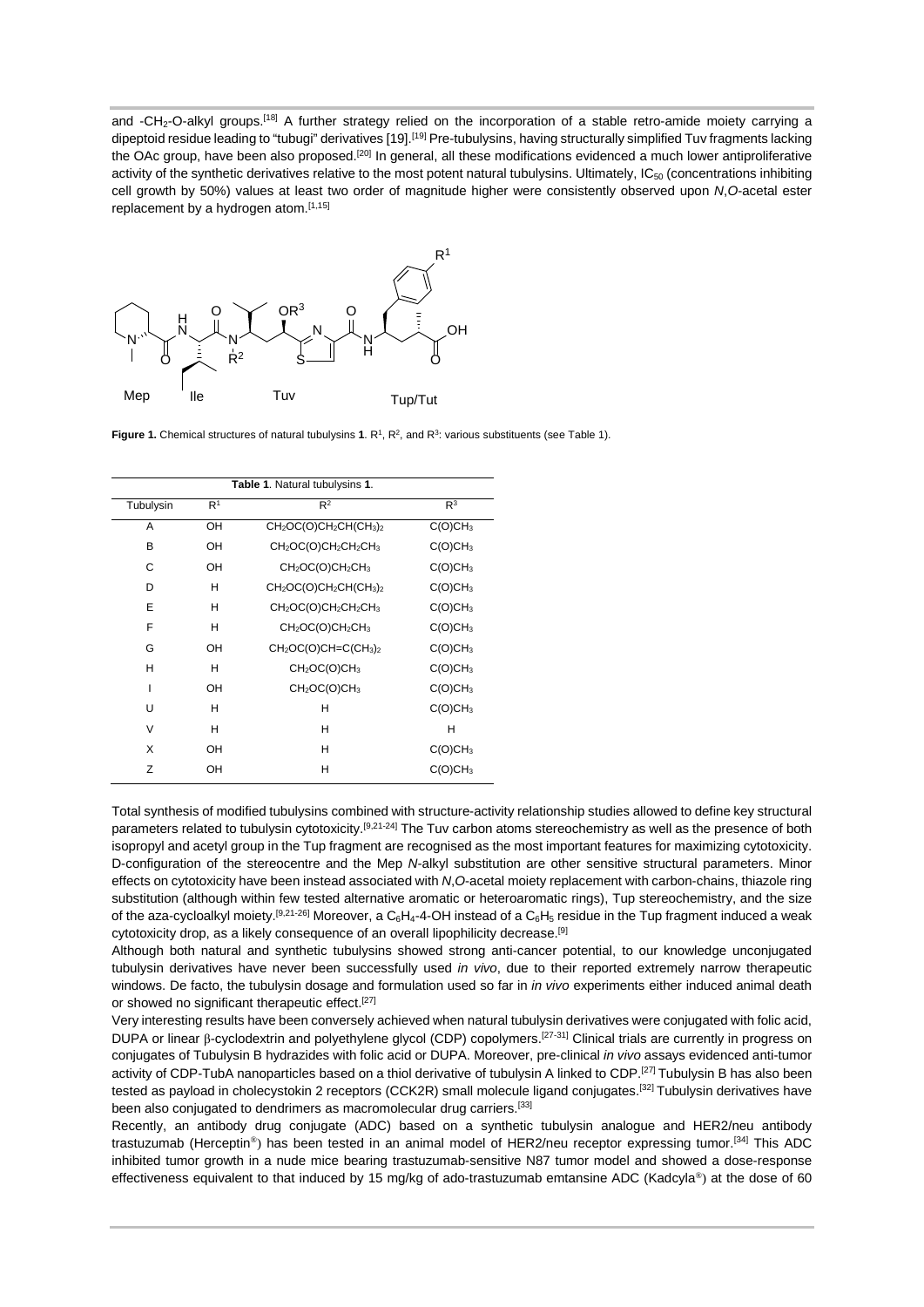and -$CH_2$-O-alkyl groups.[18] A further strategy relied on the incorporation of a stable retro-amide moiety carrying a dipeptoid residue leading to "tubugi" derivatives [19].[19] Pre-tubulysins, having structurally simplified Tuv fragments lacking the OAc group, have been also proposed.[20] In general, all these modifications evidenced a much lower antiproliferative activity of the synthetic derivatives relative to the most potent natural tubulysins. Ultimately, $IC_{50}$ (concentrations inhibiting cell growth by 50%) values at least two order of magnitude higher were consistently observed upon *N*,*O*-acetal ester replacement by a hydrogen atom.[1,15]

**Figure 1.** Chemical structures of natural tubulysins **1**. $R^1$, $R^2$, and $R^3$: various substituents (see Table 1).

**Table 1**. Natural tubulysins **1**.

| Tubulysin | $R^1$ | $R^2$ | $R^3$ |
|---|---|---|---|
| A | OH | $CH_2OC(O)CH_2CH(CH_3)_2$ | $C(O)CH_3$ |
| B | OH | $CH_2OC(O)CH_2CH_2CH_3$ | $C(O)CH_3$ |
| C | OH | $CH_2OC(O)CH_2CH_3$ | $C(O)CH_3$ |
| D | H | $CH_2OC(O)CH_2CH(CH_3)_2$ | $C(O)CH_3$ |
| E | H | $CH_2OC(O)CH_2CH_2CH_3$ | $C(O)CH_3$ |
| F | H | $CH_2OC(O)CH_2CH_3$ | $C(O)CH_3$ |
| G | OH | $CH_2OC(O)CH{=}C(CH_3)_2$ | $C(O)CH_3$ |
| H | H | $CH_2OC(O)CH_3$ | $C(O)CH_3$ |
| I | OH | $CH_2OC(O)CH_3$ | $C(O)CH_3$ |
| U | H | H | $C(O)CH_3$ |
| V | H | H | H |
| X | OH | H | $C(O)CH_3$ |
| Z | OH | H | $C(O)CH_3$ |

Total synthesis of modified tubulysins combined with structure-activity relationship studies allowed to define key structural parameters related to tubulysin cytotoxicity.[9,21-24] The Tuv carbon atoms stereochemistry as well as the presence of both isopropyl and acetyl group in the Tup fragment are recognised as the most important features for maximizing cytotoxicity. D-configuration of the stereocentre and the Mep *N*-alkyl substitution are other sensitive structural parameters. Minor effects on cytotoxicity have been instead associated with *N*,*O*-acetal moiety replacement with carbon-chains, thiazole ring substitution (although within few tested alternative aromatic or heteroaromatic rings), Tup stereochemistry, and the size of the aza-cycloalkyl moiety.[9,21-26] Moreover, a $C_6H_4$-4-OH instead of a $C_6H_5$ residue in the Tup fragment induced a weak cytotoxicity drop, as a likely consequence of an overall lipophilicity decrease.[9]

Although both natural and synthetic tubulysins showed strong anti-cancer potential, to our knowledge unconjugated tubulysin derivatives have never been successfully used *in vivo*, due to their reported extremely narrow therapeutic windows. De facto, the tubulysin dosage and formulation used so far in *in vivo* experiments either induced animal death or showed no significant therapeutic effect.[27]

Very interesting results have been conversely achieved when natural tubulysin derivatives were conjugated with folic acid, DUPA or linear β-cyclodextrin and polyethylene glycol (CDP) copolymers.[27-31] Clinical trials are currently in progress on conjugates of Tubulysin B hydrazides with folic acid or DUPA. Moreover, pre-clinical *in vivo* assays evidenced anti-tumor activity of CDP-TubA nanoparticles based on a thiol derivative of tubulysin A linked to CDP.[27] Tubulysin B has also been tested as payload in cholecystokin 2 receptors (CCK2R) small molecule ligand conjugates.[32] Tubulysin derivatives have been also conjugated to dendrimers as macromolecular drug carriers.[33]

Recently, an antibody drug conjugate (ADC) based on a synthetic tubulysin analogue and HER2/neu antibody trastuzumab (Herceptin®) has been tested in an animal model of HER2/neu receptor expressing tumor.[34] This ADC inhibited tumor growth in a nude mice bearing trastuzumab-sensitive N87 tumor model and showed a dose-response effectiveness equivalent to that induced by 15 mg/kg of ado-trastuzumab emtansine ADC (Kadcyla®) at the dose of 60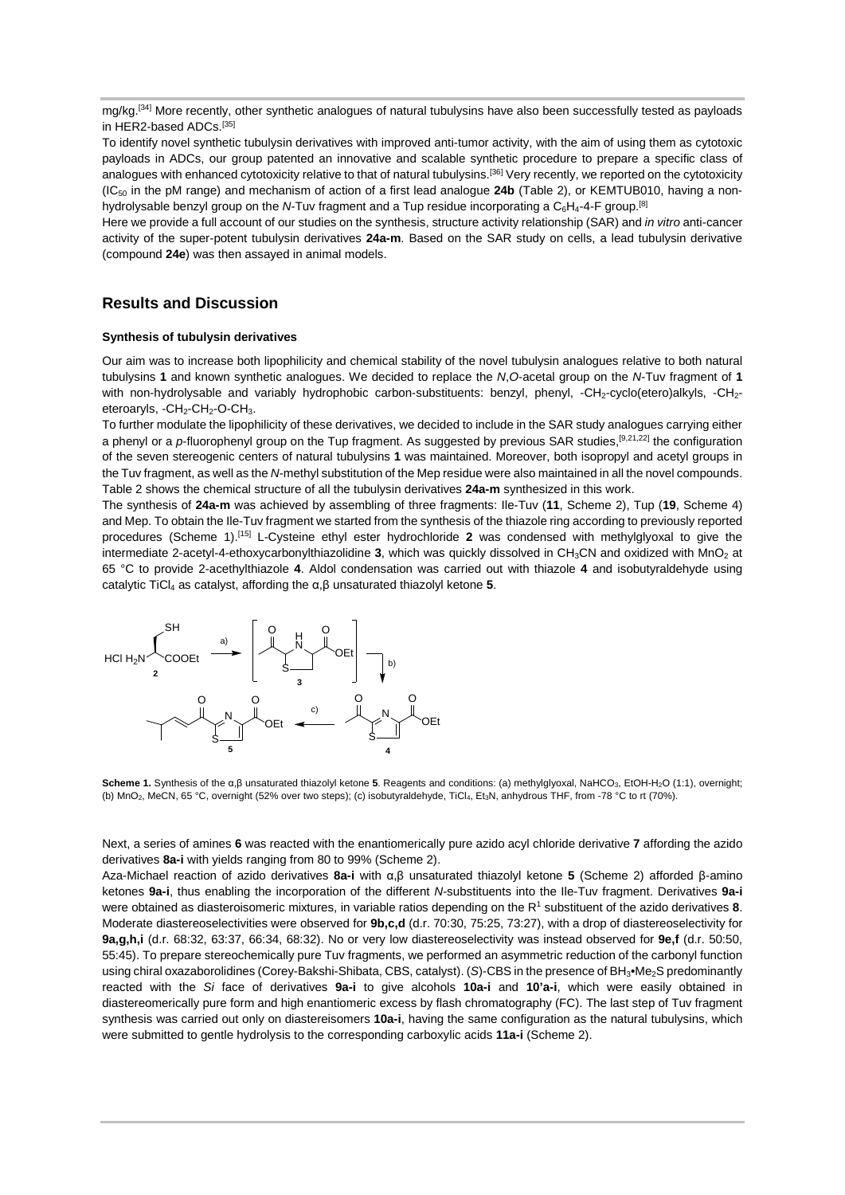mg/kg.[34] More recently, other synthetic analogues of natural tubulysins have also been successfully tested as payloads in HER2-based ADCs.[35]

To identify novel synthetic tubulysin derivatives with improved anti-tumor activity, with the aim of using them as cytotoxic payloads in ADCs, our group patented an innovative and scalable synthetic procedure to prepare a specific class of analogues with enhanced cytotoxicity relative to that of natural tubulysins.[36] Very recently, we reported on the cytotoxicity ($IC_{50}$ in the pM range) and mechanism of action of a first lead analogue **24b** (Table 2), or KEMTUB010, having a non-hydrolysable benzyl group on the *N*-Tuv fragment and a Tup residue incorporating a $C_6H_4$-4-F group.[8]

Here we provide a full account of our studies on the synthesis, structure activity relationship (SAR) and *in vitro* anti-cancer activity of the super-potent tubulysin derivatives **24a-m**. Based on the SAR study on cells, a lead tubulysin derivative (compound **24e**) was then assayed in animal models.

## Results and Discussion

### Synthesis of tubulysin derivatives

Our aim was to increase both lipophilicity and chemical stability of the novel tubulysin analogues relative to both natural tubulysins **1** and known synthetic analogues. We decided to replace the *N*,*O*-acetal group on the *N*-Tuv fragment of **1** with non-hydrolysable and variably hydrophobic carbon-substituents: benzyl, phenyl, -$CH_2$-cyclo(etero)alkyls, -$CH_2$-eteroaryls, -$CH_2$-$CH_2$-O-$CH_3$.

To further modulate the lipophilicity of these derivatives, we decided to include in the SAR study analogues carrying either a phenyl or a *p*-fluorophenyl group on the Tup fragment. As suggested by previous SAR studies,[9,21,22] the configuration of the seven stereogenic centers of natural tubulysins **1** was maintained. Moreover, both isopropyl and acetyl groups in the Tuv fragment, as well as the *N*-methyl substitution of the Mep residue were also maintained in all the novel compounds. Table 2 shows the chemical structure of all the tubulysin derivatives **24a-m** synthesized in this work.

The synthesis of **24a-m** was achieved by assembling of three fragments: Ile-Tuv (**11**, Scheme 2), Tup (**19**, Scheme 4) and Mep. To obtain the Ile-Tuv fragment we started from the synthesis of the thiazole ring according to previously reported procedures (Scheme 1).[15] L-Cysteine ethyl ester hydrochloride **2** was condensed with methylglyoxal to give the intermediate 2-acetyl-4-ethoxycarbonylthiazolidine **3**, which was quickly dissolved in $CH_3CN$ and oxidized with $MnO_2$ at 65 °C to provide 2-acethylthiazole **4**. Aldol condensation was carried out with thiazole **4** and isobutyraldehyde using catalytic $TiCl_4$ as catalyst, affording the α,β unsaturated thiazolyl ketone **5**.

**Scheme 1.** Synthesis of the α,β unsaturated thiazolyl ketone **5**. Reagents and conditions: (a) methylglyoxal, $NaHCO_3$, EtOH-$H_2O$ (1:1), overnight; (b) $MnO_2$, MeCN, 65 °C, overnight (52% over two steps); (c) isobutyraldehyde, $TiCl_4$, $Et_3N$, anhydrous THF, from -78 °C to rt (70%).

Next, a series of amines **6** was reacted with the enantiomerically pure azido acyl chloride derivative **7** affording the azido derivatives **8a-i** with yields ranging from 80 to 99% (Scheme 2).

Aza-Michael reaction of azido derivatives **8a-i** with α,β unsaturated thiazolyl ketone **5** (Scheme 2) afforded β-amino ketones **9a-i**, thus enabling the incorporation of the different *N*-substituents into the Ile-Tuv fragment. Derivatives **9a-i** were obtained as diasteroisomeric mixtures, in variable ratios depending on the $R^1$ substituent of the azido derivatives **8**. Moderate diastereoselectivities were observed for **9b,c,d** (d.r. 70:30, 75:25, 73:27), with a drop of diastereoselectivity for **9a,g,h,i** (d.r. 68:32, 63:37, 66:34, 68:32). No or very low diastereoselectivity was instead observed for **9e,f** (d.r. 50:50, 55:45). To prepare stereochemically pure Tuv fragments, we performed an asymmetric reduction of the carbonyl function using chiral oxazaborolidines (Corey-Bakshi-Shibata, CBS, catalyst). (*S*)-CBS in the presence of $BH_3$•$Me_2S$ predominantly reacted with the *Si* face of derivatives **9a-i** to give alcohols **10a-i** and **10'a-i**, which were easily obtained in diastereomerically pure form and high enantiomeric excess by flash chromatography (FC). The last step of Tuv fragment synthesis was carried out only on diastereisomers **10a-i**, having the same configuration as the natural tubulysins, which were submitted to gentle hydrolysis to the corresponding carboxylic acids **11a-i** (Scheme 2).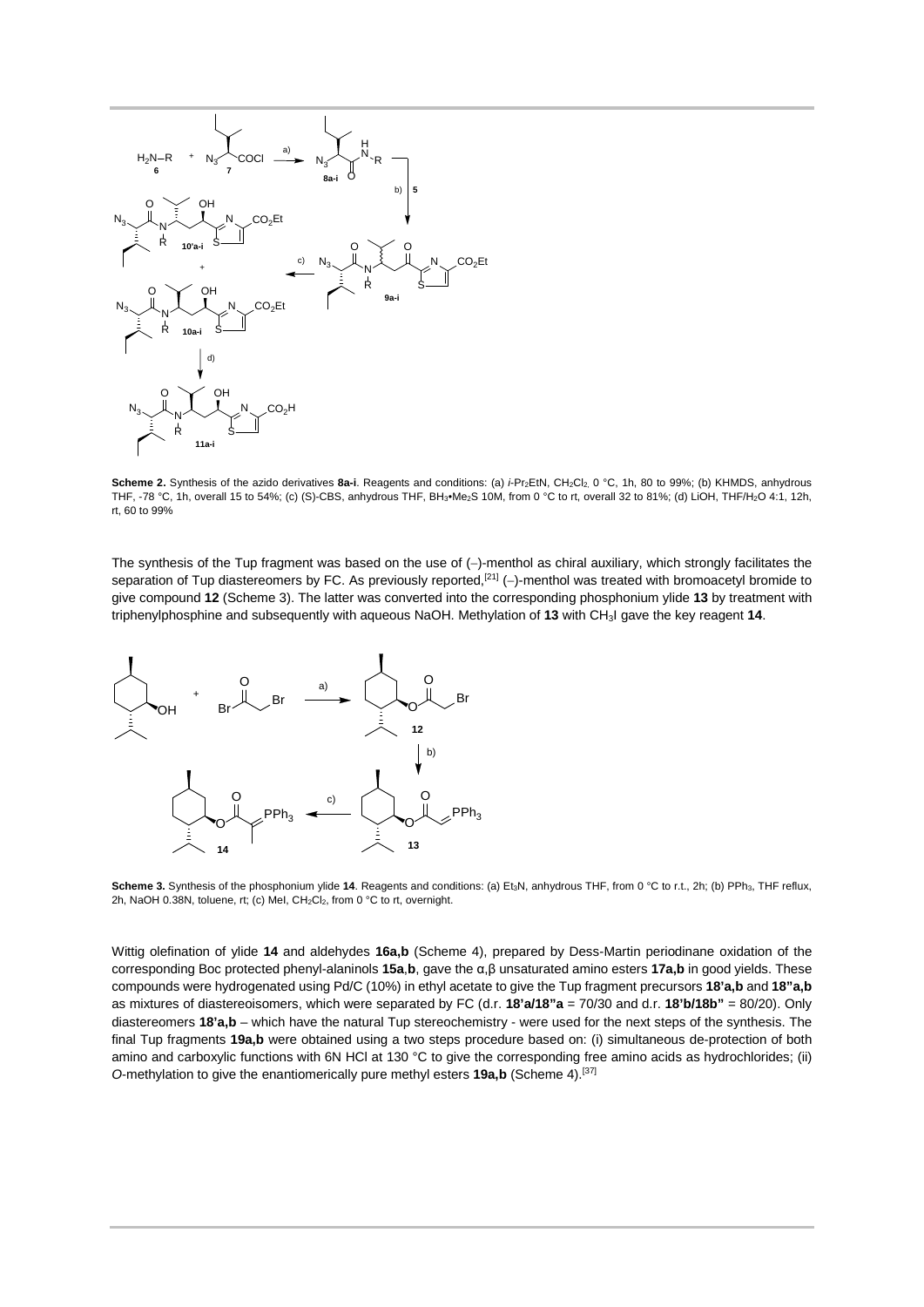**Scheme 2.** Synthesis of the azido derivatives **8a-i**. Reagents and conditions: (a) *i*-$Pr_2EtN$, $CH_2Cl_2$, 0 °C, 1h, 80 to 99%; (b) KHMDS, anhydrous THF, -78 °C, 1h, overall 15 to 54%; (c) (S)-CBS, anhydrous THF, $BH_3{\bullet}Me_2S$ 10M, from 0 °C to rt, overall 32 to 81%; (d) LiOH, THF/$H_2O$ 4:1, 12h, rt, 60 to 99%

The synthesis of the Tup fragment was based on the use of (–)-menthol as chiral auxiliary, which strongly facilitates the separation of Tup diastereomers by FC. As previously reported,[21] (–)-menthol was treated with bromoacetyl bromide to give compound **12** (Scheme 3). The latter was converted into the corresponding phosphonium ylide **13** by treatment with triphenylphosphine and subsequently with aqueous NaOH. Methylation of **13** with $CH_3I$ gave the key reagent **14**.

**Scheme 3.** Synthesis of the phosphonium ylide **14**. Reagents and conditions: (a) $Et_3N$, anhydrous THF, from 0 °C to r.t., 2h; (b) $PPh_3$, THF reflux, 2h, NaOH 0.38N, toluene, rt; (c) MeI, $CH_2Cl_2$, from 0 °C to rt, overnight.

Wittig olefination of ylide **14** and aldehydes **16a,b** (Scheme 4), prepared by Dess-Martin periodinane oxidation of the corresponding Boc protected phenyl-alaninols **15a**,**b**, gave the α,β unsaturated amino esters **17a,b** in good yields. These compounds were hydrogenated using Pd/C (10%) in ethyl acetate to give the Tup fragment precursors **18'a,b** and **18"a,b** as mixtures of diastereoisomers, which were separated by FC (d.r. **18'a/18"a** = 70/30 and d.r. **18'b/18b"** = 80/20). Only diastereomers **18'a,b** – which have the natural Tup stereochemistry - were used for the next steps of the synthesis. The final Tup fragments **19a,b** were obtained using a two steps procedure based on: (i) simultaneous de-protection of both amino and carboxylic functions with 6N HCl at 130 °C to give the corresponding free amino acids as hydrochlorides; (ii) *O*-methylation to give the enantiomerically pure methyl esters **19a,b** (Scheme 4).[37]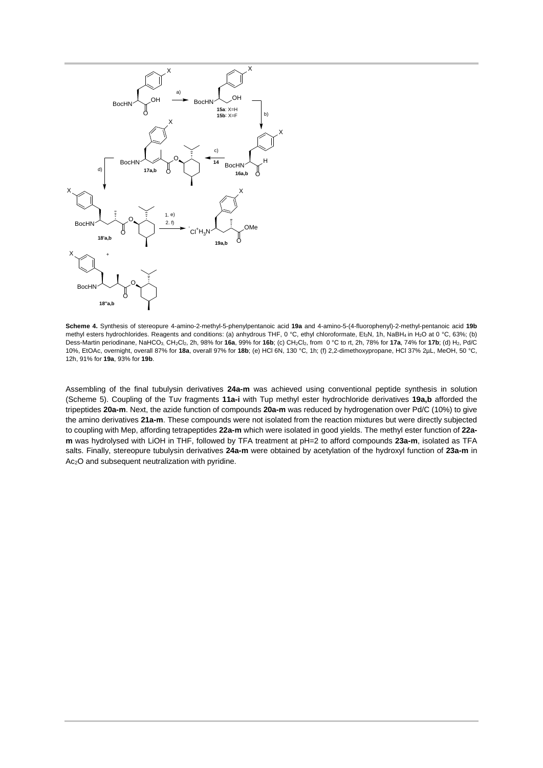**Scheme 4.** Synthesis of stereopure 4-amino-2-methyl-5-phenylpentanoic acid **19a** and 4-amino-5-(4-fluorophenyl)-2-methyl-pentanoic acid **19b** methyl esters hydrochlorides. Reagents and conditions: (a) anhydrous THF, 0 °C, ethyl chloroformate, $Et_3N$, 1h, $NaBH_4$ in $H_2O$ at 0 °C, 63%; (b) Dess-Martin periodinane, $NaHCO_3$, $CH_2Cl_2$, 2h, 98% for **16a**, 99% for **16b**; (c) $CH_2Cl_2$, from 0 °C to rt, 2h, 78% for **17a**, 74% for **17b**; (d) $H_2$, Pd/C 10%, EtOAc, overnight, overall 87% for **18a**, overall 97% for **18b**; (e) HCl 6N, 130 °C, 1h; (f) 2,2-dimethoxypropane, HCl 37% 2μL, MeOH, 50 °C, 12h, 91% for **19a**, 93% for **19b**.

Assembling of the final tubulysin derivatives **24a-m** was achieved using conventional peptide synthesis in solution (Scheme 5). Coupling of the Tuv fragments **11a-i** with Tup methyl ester hydrochloride derivatives **19a,b** afforded the tripeptides **20a-m**. Next, the azide function of compounds **20a-m** was reduced by hydrogenation over Pd/C (10%) to give the amino derivatives **21a-m**. These compounds were not isolated from the reaction mixtures but were directly subjected to coupling with Mep, affording tetrapeptides **22a-m** which were isolated in good yields. The methyl ester function of **22a-m** was hydrolysed with LiOH in THF, followed by TFA treatment at pH=2 to afford compounds **23a-m**, isolated as TFA salts. Finally, stereopure tubulysin derivatives **24a-m** were obtained by acetylation of the hydroxyl function of **23a-m** in $Ac_2O$ and subsequent neutralization with pyridine.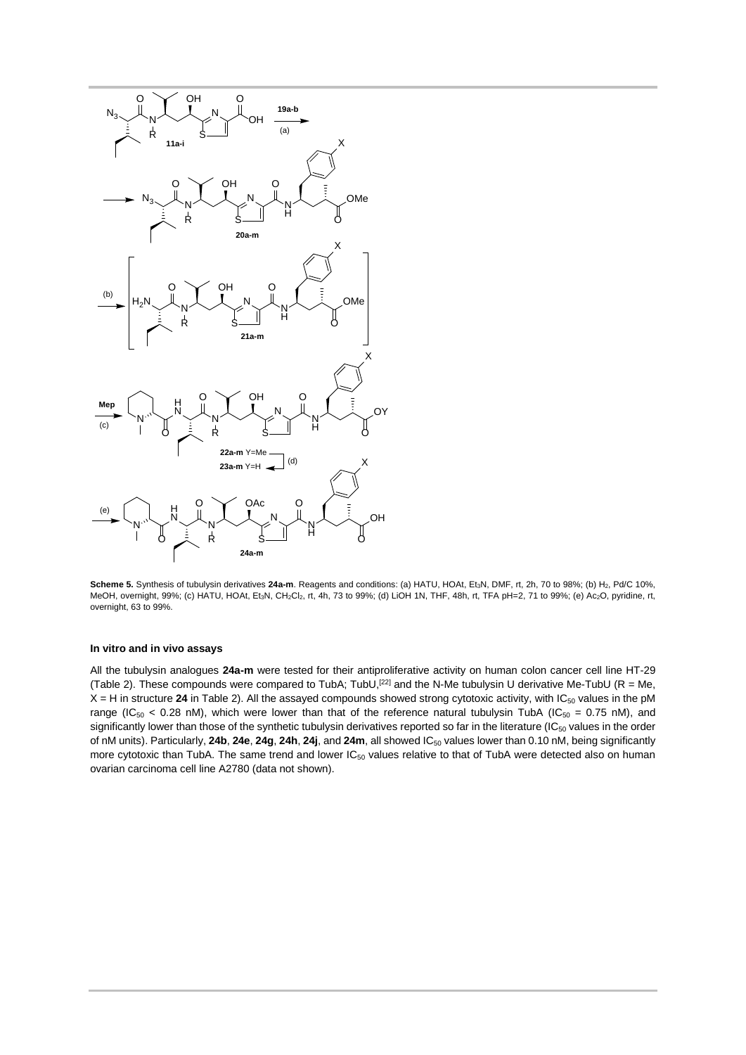**Scheme 5.** Synthesis of tubulysin derivatives **24a-m**. Reagents and conditions: (a) HATU, HOAt, $Et_3N$, DMF, rt, 2h, 70 to 98%; (b) $H_2$, Pd/C 10%, MeOH, overnight, 99%; (c) HATU, HOAt, $Et_3N$, $CH_2Cl_2$, rt, 4h, 73 to 99%; (d) LiOH 1N, THF, 48h, rt, TFA pH=2, 71 to 99%; (e) $Ac_2O$, pyridine, rt, overnight, 63 to 99%.

#### In vitro and in vivo assays

All the tubulysin analogues **24a-m** were tested for their antiproliferative activity on human colon cancer cell line HT-29 (Table 2). These compounds were compared to TubA; TubU,[22] and the N-Me tubulysin U derivative Me-TubU (R = Me, X = H in structure **24** in Table 2). All the assayed compounds showed strong cytotoxic activity, with $IC_{50}$ values in the pM range ($IC_{50}$ < 0.28 nM), which were lower than that of the reference natural tubulysin TubA ($IC_{50}$ = 0.75 nM), and significantly lower than those of the synthetic tubulysin derivatives reported so far in the literature ($IC_{50}$ values in the order of nM units). Particularly, **24b**, **24e**, **24g**, **24h**, **24j**, and **24m**, all showed $IC_{50}$ values lower than 0.10 nM, being significantly more cytotoxic than TubA. The same trend and lower $IC_{50}$ values relative to that of TubA were detected also on human ovarian carcinoma cell line A2780 (data not shown).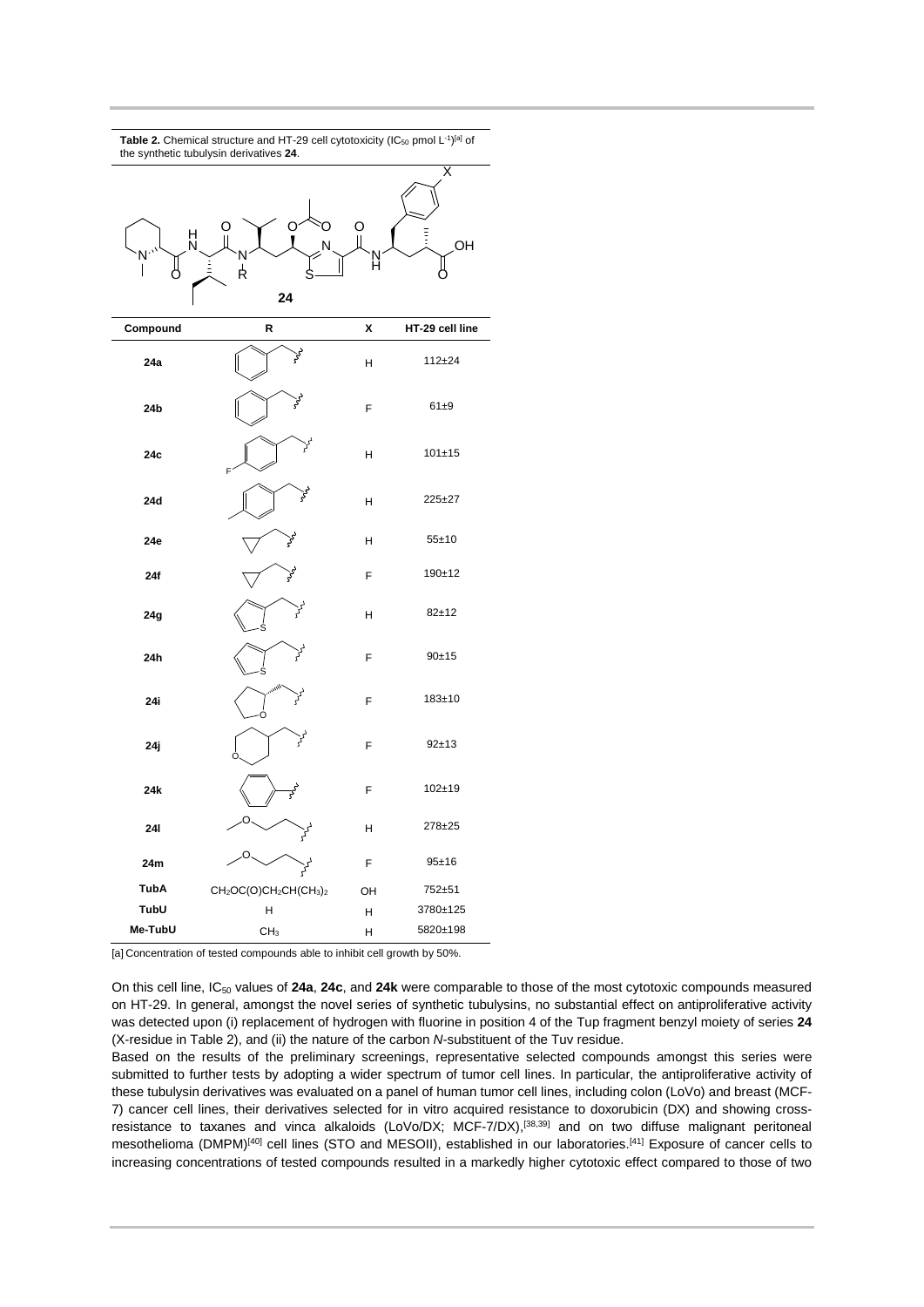**Table 2.** Chemical structure and HT-29 cell cytotoxicity (IC$_{50}$ pmol L$^{-1}$)[a] of the synthetic tubulysin derivatives **24**.

| Compound | R | X | HT-29 cell line |
|---|---|---|---|
| **24a** | benzyl | H | 112±24 |
| **24b** | benzyl | F | 61±9 |
| **24c** | 4-fluorobenzyl | H | 101±15 |
| **24d** | 4-methylbenzyl | H | 225±27 |
| **24e** | cyclopropylmethyl | H | 55±10 |
| **24f** | cyclopropylmethyl | F | 190±12 |
| **24g** | thiophen-2-ylmethyl | H | 82±12 |
| **24h** | thiophen-2-ylmethyl | F | 90±15 |
| **24i** | tetrahydrofuran-2-ylmethyl | F | 183±10 |
| **24j** | tetrahydropyran-4-ylmethyl | F | 92±13 |
| **24k** | phenyl | F | 102±19 |
| **24l** | 2-methoxyethyl | H | 278±25 |
| **24m** | 2-methoxyethyl | F | 95±16 |
| **TubA** | $CH_2OC(O)CH_2CH(CH_3)_2$ | OH | 752±51 |
| **TubU** | H | H | 3780±125 |
| **Me-TubU** | $CH_3$ | H | 5820±198 |

[a] Concentration of tested compounds able to inhibit cell growth by 50%.

On this cell line, IC$_{50}$ values of **24a**, **24c**, and **24k** were comparable to those of the most cytotoxic compounds measured on HT-29. In general, amongst the novel series of synthetic tubulysins, no substantial effect on antiproliferative activity was detected upon (i) replacement of hydrogen with fluorine in position 4 of the Tup fragment benzyl moiety of series **24** (X-residue in Table 2), and (ii) the nature of the carbon *N*-substituent of the Tuv residue.

Based on the results of the preliminary screenings, representative selected compounds amongst this series were submitted to further tests by adopting a wider spectrum of tumor cell lines. In particular, the antiproliferative activity of these tubulysin derivatives was evaluated on a panel of human tumor cell lines, including colon (LoVo) and breast (MCF-7) cancer cell lines, their derivatives selected for in vitro acquired resistance to doxorubicin (DX) and showing cross-resistance to taxanes and vinca alkaloids (LoVo/DX; MCF-7/DX),[38,39] and on two diffuse malignant peritoneal mesothelioma (DMPM)[40] cell lines (STO and MESOII), established in our laboratories.[41] Exposure of cancer cells to increasing concentrations of tested compounds resulted in a markedly higher cytotoxic effect compared to those of two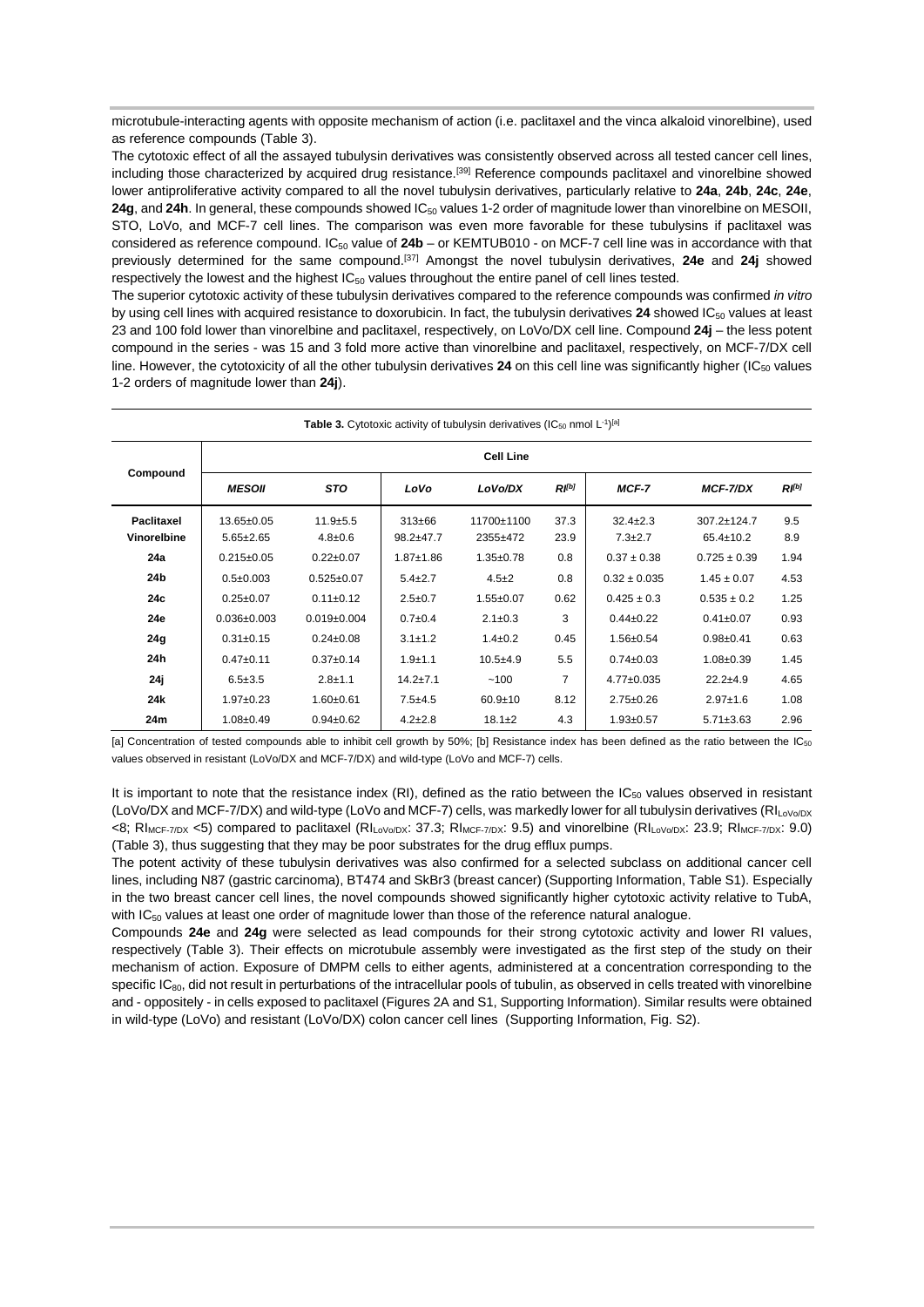microtubule-interacting agents with opposite mechanism of action (i.e. paclitaxel and the vinca alkaloid vinorelbine), used as reference compounds (Table 3).

The cytotoxic effect of all the assayed tubulysin derivatives was consistently observed across all tested cancer cell lines, including those characterized by acquired drug resistance.[39] Reference compounds paclitaxel and vinorelbine showed lower antiproliferative activity compared to all the novel tubulysin derivatives, particularly relative to **24a**, **24b**, **24c**, **24e**, **24g**, and **24h**. In general, these compounds showed $IC_{50}$ values 1-2 order of magnitude lower than vinorelbine on MESOII, STO, LoVo, and MCF-7 cell lines. The comparison was even more favorable for these tubulysins if paclitaxel was considered as reference compound. $IC_{50}$ value of **24b** – or KEMTUB010 - on MCF-7 cell line was in accordance with that previously determined for the same compound.[37] Amongst the novel tubulysin derivatives, **24e** and **24j** showed respectively the lowest and the highest $IC_{50}$ values throughout the entire panel of cell lines tested.

The superior cytotoxic activity of these tubulysin derivatives compared to the reference compounds was confirmed *in vitro* by using cell lines with acquired resistance to doxorubicin. In fact, the tubulysin derivatives **24** showed $IC_{50}$ values at least 23 and 100 fold lower than vinorelbine and paclitaxel, respectively, on LoVo/DX cell line. Compound **24j** – the less potent compound in the series - was 15 and 3 fold more active than vinorelbine and paclitaxel, respectively, on MCF-7/DX cell line. However, the cytotoxicity of all the other tubulysin derivatives **24** on this cell line was significantly higher ($IC_{50}$ values 1-2 orders of magnitude lower than **24j**).

**Table 3.** Cytotoxic activity of tubulysin derivatives ($IC_{50}$ nmol $L^{-1}$)[a]

| Compound | Cell Line | | | | | | | |
|---|---|---|---|---|---|---|---|---|
| | *MESOII* | *STO* | *LoVo* | *LoVo/DX* | *RI*[b] | *MCF-7* | *MCF-7/DX* | *RI*[b] |
| **Paclitaxel** | 13.65±0.05 | 11.9±5.5 | 313±66 | 11700±1100 | 37.3 | 32.4±2.3 | 307.2±124.7 | 9.5 |
| **Vinorelbine** | 5.65±2.65 | 4.8±0.6 | 98.2±47.7 | 2355±472 | 23.9 | 7.3±2.7 | 65.4±10.2 | 8.9 |
| **24a** | 0.215±0.05 | 0.22±0.07 | 1.87±1.86 | 1.35±0.78 | 0.8 | 0.37 ± 0.38 | 0.725 ± 0.39 | 1.94 |
| **24b** | 0.5±0.003 | 0.525±0.07 | 5.4±2.7 | 4.5±2 | 0.8 | 0.32 ± 0.035 | 1.45 ± 0.07 | 4.53 |
| **24c** | 0.25±0.07 | 0.11±0.12 | 2.5±0.7 | 1.55±0.07 | 0.62 | 0.425 ± 0.3 | 0.535 ± 0.2 | 1.25 |
| **24e** | 0.036±0.003 | 0.019±0.004 | 0.7±0.4 | 2.1±0.3 | 3 | 0.44±0.22 | 0.41±0.07 | 0.93 |
| **24g** | 0.31±0.15 | 0.24±0.08 | 3.1±1.2 | 1.4±0.2 | 0.45 | 1.56±0.54 | 0.98±0.41 | 0.63 |
| **24h** | 0.47±0.11 | 0.37±0.14 | 1.9±1.1 | 10.5±4.9 | 5.5 | 0.74±0.03 | 1.08±0.39 | 1.45 |
| **24j** | 6.5±3.5 | 2.8±1.1 | 14.2±7.1 | ~100 | 7 | 4.77±0.035 | 22.2±4.9 | 4.65 |
| **24k** | 1.97±0.23 | 1.60±0.61 | 7.5±4.5 | 60.9±10 | 8.12 | 2.75±0.26 | 2.97±1.6 | 1.08 |
| **24m** | 1.08±0.49 | 0.94±0.62 | 4.2±2.8 | 18.1±2 | 4.3 | 1.93±0.57 | 5.71±3.63 | 2.96 |

[a] Concentration of tested compounds able to inhibit cell growth by 50%; [b] Resistance index has been defined as the ratio between the $IC_{50}$ values observed in resistant (LoVo/DX and MCF-7/DX) and wild-type (LoVo and MCF-7) cells.

It is important to note that the resistance index (RI), defined as the ratio between the $IC_{50}$ values observed in resistant (LoVo/DX and MCF-7/DX) and wild-type (LoVo and MCF-7) cells, was markedly lower for all tubulysin derivatives ($RI_{LoVo/DX}$ <8; $RI_{MCF\text{-}7/DX}$ <5) compared to paclitaxel ($RI_{LoVo/DX}$: 37.3; $RI_{MCF\text{-}7/DX}$: 9.5) and vinorelbine ($RI_{LoVo/DX}$: 23.9; $RI_{MCF\text{-}7/DX}$: 9.0) (Table 3), thus suggesting that they may be poor substrates for the drug efflux pumps.

The potent activity of these tubulysin derivatives was also confirmed for a selected subclass on additional cancer cell lines, including N87 (gastric carcinoma), BT474 and SkBr3 (breast cancer) (Supporting Information, Table S1). Especially in the two breast cancer cell lines, the novel compounds showed significantly higher cytotoxic activity relative to TubA, with $IC_{50}$ values at least one order of magnitude lower than those of the reference natural analogue.

Compounds **24e** and **24g** were selected as lead compounds for their strong cytotoxic activity and lower RI values, respectively (Table 3). Their effects on microtubule assembly were investigated as the first step of the study on their mechanism of action. Exposure of DMPM cells to either agents, administered at a concentration corresponding to the specific $IC_{80}$, did not result in perturbations of the intracellular pools of tubulin, as observed in cells treated with vinorelbine and - oppositely - in cells exposed to paclitaxel (Figures 2A and S1, Supporting Information). Similar results were obtained in wild-type (LoVo) and resistant (LoVo/DX) colon cancer cell lines (Supporting Information, Fig. S2).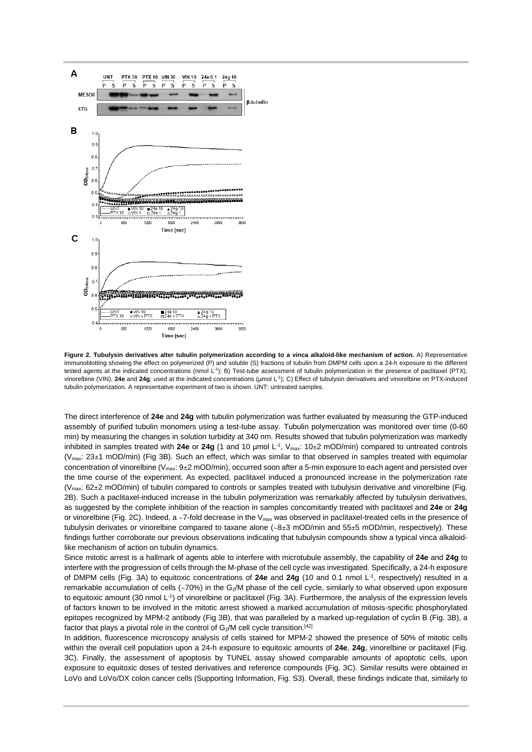**Figure 2. Tubulysin derivatives alter tubulin polymerization according to a vinca alkaloid-like mechanism of action.** A) Representative immunoblotting showing the effect on polymerized (P) and soluble (S) fractions of tubulin from DMPM cells upon a 24-h exposure to the different tested agents at the indicated concentrations (nmol $L^{-1}$); B) Test-tube assessment of tubulin polymerization in the presence of paclitaxel (PTX), vinorelbine (VIN), **24e** and **24g**; used at the indicated concentrations (µmol $L^{-1}$); C) Effect of tubulysin derivatives and vinorelbine on PTX-induced tubulin polymerization. A representative experiment of two is shown. UNT: untreated samples.

The direct interference of **24e** and **24g** with tubulin polymerization was further evaluated by measuring the GTP-induced assembly of purified tubulin monomers using a test-tube assay. Tubulin polymerization was monitored over time (0-60 min) by measuring the changes in solution turbidity at 340 nm. Results showed that tubulin polymerization was markedly inhibited in samples treated with **24e** or **24g** (1 and 10 µmol $L^{-1}$, $V_{max}$: 10±2 mOD/min) compared to untreated controls ($V_{max}$: 23±1 mOD/min) (Fig 3B). Such an effect, which was similar to that observed in samples treated with equimolar concentration of vinorelbine ($V_{max}$: 9±2 mOD/min), occurred soon after a 5-min exposure to each agent and persisted over the time course of the experiment. As expected, paclitaxel induced a pronounced increase in the polymerization rate ($V_{max}$: 62±2 mOD/min) of tubulin compared to controls or samples treated with tubulysin derivative and vinorelbine (Fig. 2B). Such a paclitaxel-induced increase in the tubulin polymerization was remarkably affected by tubulysin derivatives, as suggested by the complete inhibition of the reaction in samples concomitantly treated with paclitaxel and **24e** or **24g** or vinorelbine (Fig. 2C). Indeed, a ~7-fold decrease in the $V_{max}$ was observed in paclitaxel-treated cells in the presence of tubulysin derivates or vinorelbine compared to taxane alone (~8±3 mOD/min and 55±5 mOD/min, respectively). These findings further corroborate our previous observations indicating that tubulysin compounds show a typical vinca alkaloid-like mechanism of action on tubulin dynamics.

Since mitotic arrest is a hallmark of agents able to interfere with microtubule assembly, the capability of **24e** and **24g** to interfere with the progression of cells through the M-phase of the cell cycle was investigated. Specifically, a 24-h exposure of DMPM cells (Fig. 3A) to equitoxic concentrations of **24e** and **24g** (10 and 0.1 nmol $L^{-1}$, respectively) resulted in a remarkable accumulation of cells (~70%) in the $G_2$/M phase of the cell cycle, similarly to what observed upon exposure to equitoxic amount (30 nmol $L^{-1}$) of vinorelbine or paclitaxel (Fig. 3A). Furthermore, the analysis of the expression levels of factors known to be involved in the mitotic arrest showed a marked accumulation of mitosis-specific phosphorylated epitopes recognized by MPM-2 antibody (Fig 3B), that was paralleled by a marked up-regulation of cyclin B (Fig. 3B), a factor that plays a pivotal role in the control of $G_2$/M cell cycle transition.[42]

In addition, fluorescence microscopy analysis of cells stained for MPM-2 showed the presence of 50% of mitotic cells within the overall cell population upon a 24-h exposure to equitoxic amounts of **24e**, **24g**, vinorelbine or paclitaxel (Fig. 3C). Finally, the assessment of apoptosis by TUNEL assay showed comparable amounts of apoptotic cells, upon exposure to equitoxic doses of tested derivatives and reference compounds (Fig. 3C). Similar results were obtained in LoVo and LoVo/DX colon cancer cells (Supporting Information, Fig. S3). Overall, these findings indicate that, similarly to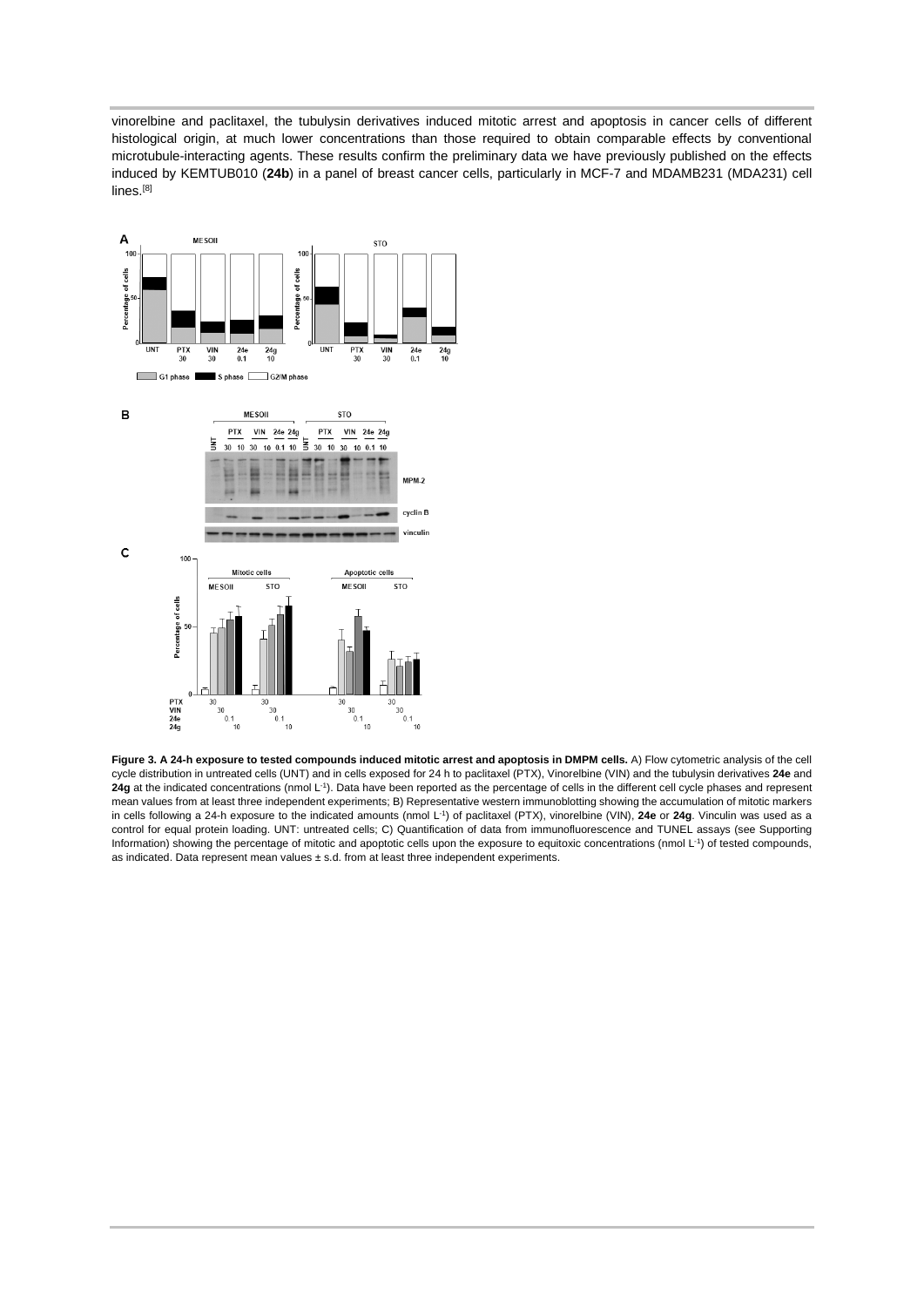vinorelbine and paclitaxel, the tubulysin derivatives induced mitotic arrest and apoptosis in cancer cells of different histological origin, at much lower concentrations than those required to obtain comparable effects by conventional microtubule-interacting agents. These results confirm the preliminary data we have previously published on the effects induced by KEMTUB010 (**24b**) in a panel of breast cancer cells, particularly in MCF-7 and MDAMB231 (MDA231) cell lines.[8]

**Figure 3. A 24-h exposure to tested compounds induced mitotic arrest and apoptosis in DMPM cells.** A) Flow cytometric analysis of the cell cycle distribution in untreated cells (UNT) and in cells exposed for 24 h to paclitaxel (PTX), Vinorelbine (VIN) and the tubulysin derivatives **24e** and **24g** at the indicated concentrations (nmol $L^{-1}$). Data have been reported as the percentage of cells in the different cell cycle phases and represent mean values from at least three independent experiments; B) Representative western immunoblotting showing the accumulation of mitotic markers in cells following a 24-h exposure to the indicated amounts (nmol $L^{-1}$) of paclitaxel (PTX), vinorelbine (VIN), **24e** or **24g**. Vinculin was used as a control for equal protein loading. UNT: untreated cells; C) Quantification of data from immunofluorescence and TUNEL assays (see Supporting Information) showing the percentage of mitotic and apoptotic cells upon the exposure to equitoxic concentrations (nmol $L^{-1}$) of tested compounds, as indicated. Data represent mean values ± s.d. from at least three independent experiments.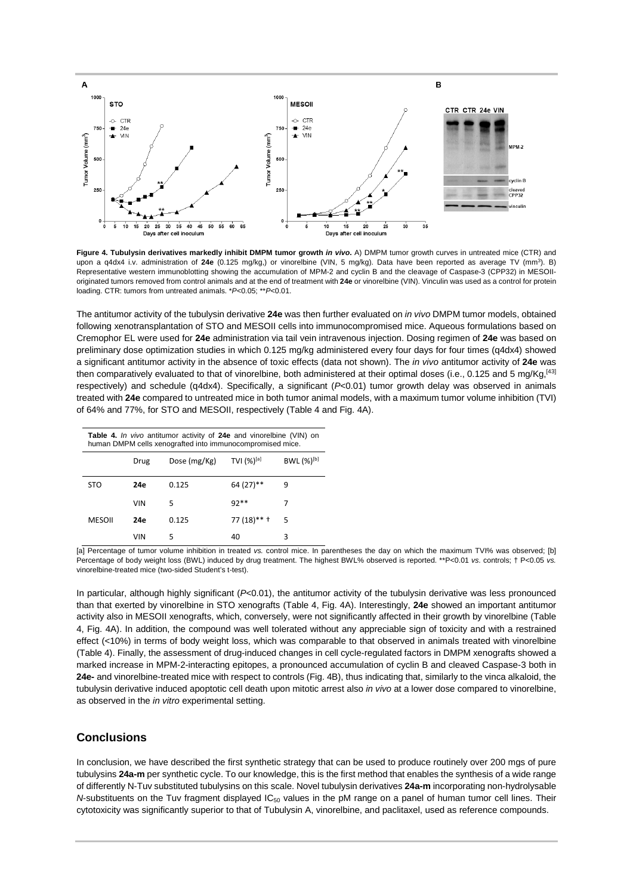**Figure 4. Tubulysin derivatives markedly inhibit DMPM tumor growth *in vivo*.** A) DMPM tumor growth curves in untreated mice (CTR) and upon a q4dx4 i.v. administration of **24e** (0.125 mg/kg,) or vinorelbine (VIN, 5 mg/kg). Data have been reported as average TV ($mm^3$). B) Representative western immunoblotting showing the accumulation of MPM-2 and cyclin B and the cleavage of Caspase-3 (CPP32) in MESOII-originated tumors removed from control animals and at the end of treatment with **24e** or vinorelbine (VIN). Vinculin was used as a control for protein loading. CTR: tumors from untreated animals. \*$P$<0.05; \*\*$P$<0.01.

The antitumor activity of the tubulysin derivative **24e** was then further evaluated on *in vivo* DMPM tumor models, obtained following xenotransplantation of STO and MESOII cells into immunocompromised mice. Aqueous formulations based on Cremophor EL were used for **24e** administration via tail vein intravenous injection. Dosing regimen of **24e** was based on preliminary dose optimization studies in which 0.125 mg/kg administered every four days for four times (q4dx4) showed a significant antitumor activity in the absence of toxic effects (data not shown). The *in vivo* antitumor activity of **24e** was then comparatively evaluated to that of vinorelbine, both administered at their optimal doses (i.e., 0.125 and 5 mg/Kg,[43] respectively) and schedule (q4dx4). Specifically, a significant ($P$<0.01) tumor growth delay was observed in animals treated with **24e** compared to untreated mice in both tumor animal models, with a maximum tumor volume inhibition (TVI) of 64% and 77%, for STO and MESOII, respectively (Table 4 and Fig. 4A).

**Table 4.** *In vivo* antitumor activity of **24e** and vinorelbine (VIN) on human DMPM cells xenografted into immunocompromised mice.

| | Drug | Dose (mg/Kg) | TVI (%)[a] | BWL (%)[b] |
|---|---|---|---|---|
| STO | **24e** | 0.125 | 64 (27)** | 9 |
| | VIN | 5 | 92** | 7 |
| MESOII | **24e** | 0.125 | 77 (18)** † | 5 |
| | VIN | 5 | 40 | 3 |

[a] Percentage of tumor volume inhibition in treated *vs.* control mice. In parentheses the day on which the maximum TVI% was observed; [b] Percentage of body weight loss (BWL) induced by drug treatment. The highest BWL% observed is reported. \*\*P<0.01 *vs.* controls; † P<0.05 *vs.* vinorelbine-treated mice (two-sided Student's t-test).

In particular, although highly significant ($P$<0.01), the antitumor activity of the tubulysin derivative was less pronounced than that exerted by vinorelbine in STO xenografts (Table 4, Fig. 4A). Interestingly, **24e** showed an important antitumor activity also in MESOII xenografts, which, conversely, were not significantly affected in their growth by vinorelbine (Table 4, Fig. 4A). In addition, the compound was well tolerated without any appreciable sign of toxicity and with a restrained effect (<10%) in terms of body weight loss, which was comparable to that observed in animals treated with vinorelbine (Table 4). Finally, the assessment of drug-induced changes in cell cycle-regulated factors in DMPM xenografts showed a marked increase in MPM-2-interacting epitopes, a pronounced accumulation of cyclin B and cleaved Caspase-3 both in **24e-** and vinorelbine-treated mice with respect to controls (Fig. 4B), thus indicating that, similarly to the vinca alkaloid, the tubulysin derivative induced apoptotic cell death upon mitotic arrest also *in vivo* at a lower dose compared to vinorelbine, as observed in the *in vitro* experimental setting.

## Conclusions

In conclusion, we have described the first synthetic strategy that can be used to produce routinely over 200 mgs of pure tubulysins **24a-m** per synthetic cycle. To our knowledge, this is the first method that enables the synthesis of a wide range of differently N-Tuv substituted tubulysins on this scale. Novel tubulysin derivatives **24a-m** incorporating non-hydrolysable *N*-substituents on the Tuv fragment displayed $IC_{50}$ values in the pM range on a panel of human tumor cell lines. Their cytotoxicity was significantly superior to that of Tubulysin A, vinorelbine, and paclitaxel, used as reference compounds.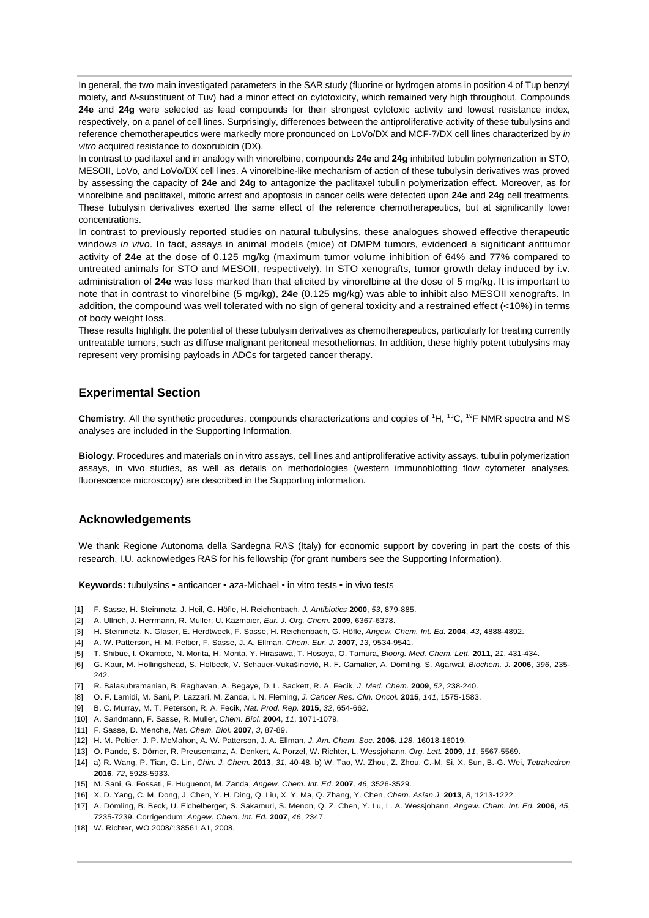In general, the two main investigated parameters in the SAR study (fluorine or hydrogen atoms in position 4 of Tup benzyl moiety, and *N*-substituent of Tuv) had a minor effect on cytotoxicity, which remained very high throughout. Compounds **24e** and **24g** were selected as lead compounds for their strongest cytotoxic activity and lowest resistance index, respectively, on a panel of cell lines. Surprisingly, differences between the antiproliferative activity of these tubulysins and reference chemotherapeutics were markedly more pronounced on LoVo/DX and MCF-7/DX cell lines characterized by *in vitro* acquired resistance to doxorubicin (DX).

In contrast to paclitaxel and in analogy with vinorelbine, compounds **24e** and **24g** inhibited tubulin polymerization in STO, MESOII, LoVo, and LoVo/DX cell lines. A vinorelbine-like mechanism of action of these tubulysin derivatives was proved by assessing the capacity of **24e** and **24g** to antagonize the paclitaxel tubulin polymerization effect. Moreover, as for vinorelbine and paclitaxel, mitotic arrest and apoptosis in cancer cells were detected upon **24e** and **24g** cell treatments. These tubulysin derivatives exerted the same effect of the reference chemotherapeutics, but at significantly lower concentrations.

In contrast to previously reported studies on natural tubulysins, these analogues showed effective therapeutic windows *in vivo*. In fact, assays in animal models (mice) of DMPM tumors, evidenced a significant antitumor activity of **24e** at the dose of 0.125 mg/kg (maximum tumor volume inhibition of 64% and 77% compared to untreated animals for STO and MESOII, respectively). In STO xenografts, tumor growth delay induced by i.v. administration of **24e** was less marked than that elicited by vinorelbine at the dose of 5 mg/kg. It is important to note that in contrast to vinorelbine (5 mg/kg), **24e** (0.125 mg/kg) was able to inhibit also MESOII xenografts. In addition, the compound was well tolerated with no sign of general toxicity and a restrained effect (<10%) in terms of body weight loss.

These results highlight the potential of these tubulysin derivatives as chemotherapeutics, particularly for treating currently untreatable tumors, such as diffuse malignant peritoneal mesotheliomas. In addition, these highly potent tubulysins may represent very promising payloads in ADCs for targeted cancer therapy.

## Experimental Section

**Chemistry**. All the synthetic procedures, compounds characterizations and copies of $^{1}$H, $^{13}$C, $^{19}$F NMR spectra and MS analyses are included in the Supporting Information.

**Biology**. Procedures and materials on in vitro assays, cell lines and antiproliferative activity assays, tubulin polymerization assays, in vivo studies, as well as details on methodologies (western immunoblotting flow cytometer analyses, fluorescence microscopy) are described in the Supporting information.

## Acknowledgements

We thank Regione Autonoma della Sardegna RAS (Italy) for economic support by covering in part the costs of this research. I.U. acknowledges RAS for his fellowship (for grant numbers see the Supporting Information).

**Keywords:** tubulysins • anticancer • aza-Michael • in vitro tests • in vivo tests

[1] F. Sasse, H. Steinmetz, J. Heil, G. Höfle, H. Reichenbach, *J. Antibiotics* **2000**, *53*, 879-885.
[2] A. Ullrich, J. Herrmann, R. Muller, U. Kazmaier, *Eur. J. Org. Chem.* **2009**, 6367-6378.
[3] H. Steinmetz, N. Glaser, E. Herdtweck, F. Sasse, H. Reichenbach, G. Höfle, *Angew. Chem. Int. Ed.* **2004**, *43*, 4888-4892.
[4] A. W. Patterson, H. M. Peltier, F. Sasse, J. A. Ellman, *Chem. Eur. J.* **2007**, *13*, 9534-9541.
[5] T. Shibue, I. Okamoto, N. Morita, H. Morita, Y. Hirasawa, T. Hosoya, O. Tamura, *Bioorg. Med. Chem. Lett.* **2011**, *21*, 431-434.
[6] G. Kaur, M. Hollingshead, S. Holbeck, V. Schauer-Vukašinović, R. F. Camalier, A. Dömling, S. Agarwal, *Biochem. J.* **2006**, *396*, 235-242.
[7] R. Balasubramanian, B. Raghavan, A. Begaye, D. L. Sackett, R. A. Fecik, *J. Med. Chem.* **2009**, *52*, 238-240.
[8] O. F. Lamidi, M. Sani, P. Lazzari, M. Zanda, I. N. Fleming, *J. Cancer Res. Clin. Oncol.* **2015**, *141*, 1575-1583.
[9] B. C. Murray, M. T. Peterson, R. A. Fecik, *Nat. Prod. Rep.* **2015**, *32*, 654-662.
[10] A. Sandmann, F. Sasse, R. Muller, *Chem. Biol.* **2004**, *11*, 1071-1079.
[11] F. Sasse, D. Menche, *Nat. Chem. Biol.* **2007**, *3*, 87-89.
[12] H. M. Peltier, J. P. McMahon, A. W. Patterson, J. A. Ellman, *J. Am. Chem. Soc.* **2006**, *128*, 16018-16019.
[13] O. Pando, S. Dörner, R. Preusentanz, A. Denkert, A. Porzel, W. Richter, L. Wessjohann, *Org. Lett.* **2009**, *11*, 5567-5569.
[14] a) R. Wang, P. Tian, G. Lin, *Chin. J. Chem.* **2013**, *31*, 40-48. b) W. Tao, W. Zhou, Z. Zhou, C.-M. Si, X. Sun, B.-G. Wei, *Tetrahedron* **2016**, *72*, 5928-5933.
[15] M. Sani, G. Fossati, F. Huguenot, M. Zanda, *Angew. Chem. Int. Ed*. **2007**, *46*, 3526-3529.
[16] X. D. Yang, C. M. Dong, J. Chen, Y. H. Ding, Q. Liu, X. Y. Ma, Q. Zhang, Y. Chen, *Chem. Asian J.* **2013**, *8*, 1213-1222.
[17] A. Dömling, B. Beck, U. Eichelberger, S. Sakamuri, S. Menon, Q. Z. Chen, Y. Lu, L. A. Wessjohann, *Angew. Chem. Int. Ed.* **2006**, *45*, 7235-7239. Corrigendum: *Angew. Chem. Int. Ed.* **2007**, *46*, 2347.
[18] W. Richter, WO 2008/138561 A1, 2008.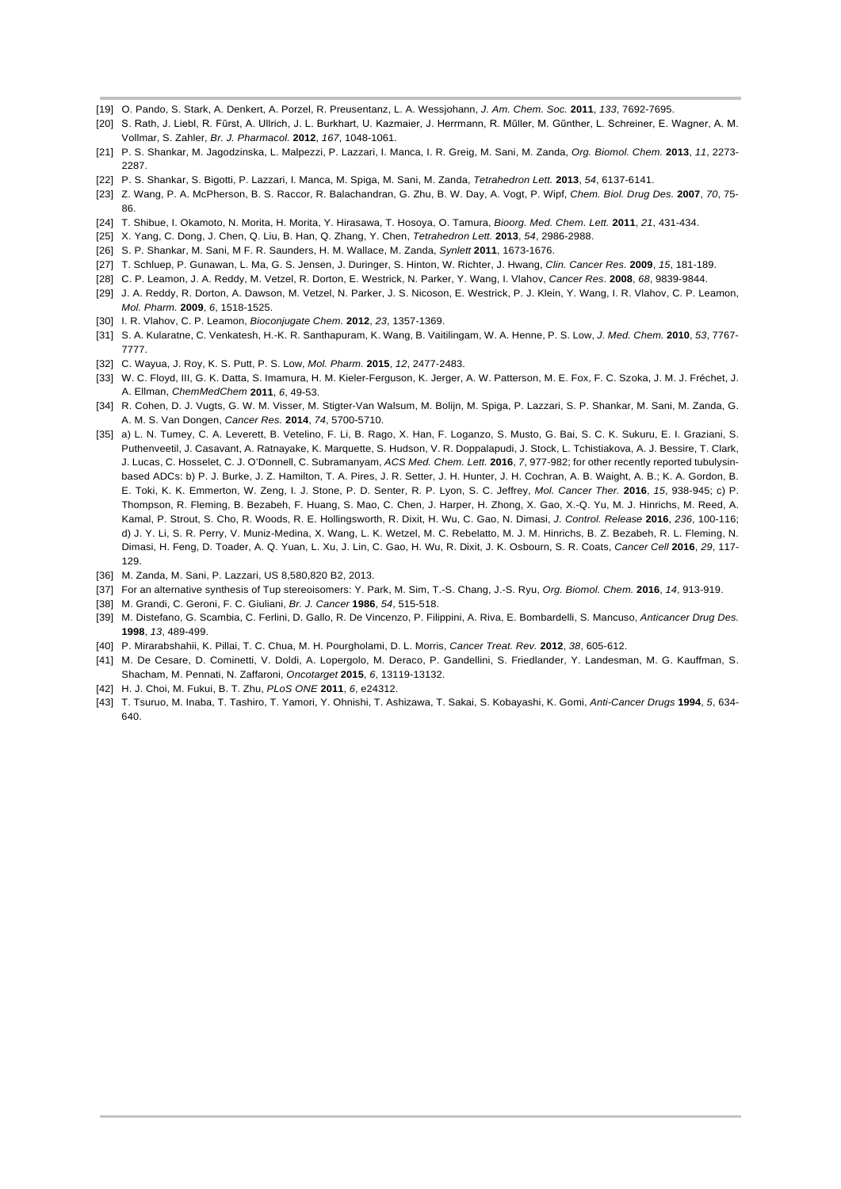[19] O. Pando, S. Stark, A. Denkert, A. Porzel, R. Preusentanz, L. A. Wessjohann, *J. Am. Chem. Soc.* **2011**, *133*, 7692-7695.

[20] S. Rath, J. Liebl, R. Fűrst, A. Ullrich, J. L. Burkhart, U. Kazmaier, J. Herrmann, R. Műller, M. Gűnther, L. Schreiner, E. Wagner, A. M. Vollmar, S. Zahler, *Br. J. Pharmacol.* **2012**, *167*, 1048-1061.

[21] P. S. Shankar, M. Jagodzinska, L. Malpezzi, P. Lazzari, I. Manca, I. R. Greig, M. Sani, M. Zanda, *Org. Biomol. Chem.* **2013**, *11*, 2273-2287.

[22] P. S. Shankar, S. Bigotti, P. Lazzari, I. Manca, M. Spiga, M. Sani, M. Zanda, *Tetrahedron Lett.* **2013**, *54*, 6137-6141.

[23] Z. Wang, P. A. McPherson, B. S. Raccor, R. Balachandran, G. Zhu, B. W. Day, A. Vogt, P. Wipf, *Chem. Biol. Drug Des.* **2007**, *70*, 75-86.

[24] T. Shibue, I. Okamoto, N. Morita, H. Morita, Y. Hirasawa, T. Hosoya, O. Tamura, *Bioorg. Med. Chem. Lett.* **2011**, *21*, 431-434.

[25] X. Yang, C. Dong, J. Chen, Q. Liu, B. Han, Q. Zhang, Y. Chen, *Tetrahedron Lett.* **2013**, *54*, 2986-2988.

[26] S. P. Shankar, M. Sani, M F. R. Saunders, H. M. Wallace, M. Zanda, *Synlett* **2011**, 1673-1676.

[27] T. Schluep, P. Gunawan, L. Ma, G. S. Jensen, J. Duringer, S. Hinton, W. Richter, J. Hwang, *Clin. Cancer Res.* **2009**, *15*, 181-189.

[28] C. P. Leamon, J. A. Reddy, M. Vetzel, R. Dorton, E. Westrick, N. Parker, Y. Wang, I. Vlahov, *Cancer Res.* **2008**, *68*, 9839-9844.

[29] J. A. Reddy, R. Dorton, A. Dawson, M. Vetzel, N. Parker, J. S. Nicoson, E. Westrick, P. J. Klein, Y. Wang, I. R. Vlahov, C. P. Leamon, *Mol. Pharm.* **2009**, *6*, 1518-1525.

[30] I. R. Vlahov, C. P. Leamon, *Bioconjugate Chem.* **2012**, *23*, 1357-1369.

[31] S. A. Kularatne, C. Venkatesh, H.-K. R. Santhapuram, K. Wang, B. Vaitilingam, W. A. Henne, P. S. Low, *J. Med. Chem.* **2010**, *53*, 7767-7777.

[32] C. Wayua, J. Roy, K. S. Putt, P. S. Low, *Mol. Pharm.* **2015**, *12*, 2477-2483.

[33] W. C. Floyd, III, G. K. Datta, S. Imamura, H. M. Kieler-Ferguson, K. Jerger, A. W. Patterson, M. E. Fox, F. C. Szoka, J. M. J. Fréchet, J. A. Ellman, *ChemMedChem* **2011**, *6*, 49-53.

[34] R. Cohen, D. J. Vugts, G. W. M. Visser, M. Stigter-Van Walsum, M. Bolijn, M. Spiga, P. Lazzari, S. P. Shankar, M. Sani, M. Zanda, G. A. M. S. Van Dongen, *Cancer Res.* **2014**, *74*, 5700-5710.

[35] a) L. N. Tumey, C. A. Leverett, B. Vetelino, F. Li, B. Rago, X. Han, F. Loganzo, S. Musto, G. Bai, S. C. K. Sukuru, E. I. Graziani, S. Puthenveetil, J. Casavant, A. Ratnayake, K. Marquette, S. Hudson, V. R. Doppalapudi, J. Stock, L. Tchistiakova, A. J. Bessire, T. Clark, J. Lucas, C. Hosselet, C. J. O'Donnell, C. Subramanyam, *ACS Med. Chem. Lett.* **2016**, *7*, 977-982; for other recently reported tubulysin-based ADCs: b) P. J. Burke, J. Z. Hamilton, T. A. Pires, J. R. Setter, J. H. Hunter, J. H. Cochran, A. B. Waight, A. B.; K. A. Gordon, B. E. Toki, K. K. Emmerton, W. Zeng, I. J. Stone, P. D. Senter, R. P. Lyon, S. C. Jeffrey, *Mol. Cancer Ther.* **2016**, *15*, 938-945; c) P. Thompson, R. Fleming, B. Bezabeh, F. Huang, S. Mao, C. Chen, J. Harper, H. Zhong, X. Gao, X.-Q. Yu, M. J. Hinrichs, M. Reed, A. Kamal, P. Strout, S. Cho, R. Woods, R. E. Hollingsworth, R. Dixit, H. Wu, C. Gao, N. Dimasi, *J. Control. Release* **2016**, *236*, 100-116; d) J. Y. Li, S. R. Perry, V. Muniz-Medina, X. Wang, L. K. Wetzel, M. C. Rebelatto, M. J. M. Hinrichs, B. Z. Bezabeh, R. L. Fleming, N. Dimasi, H. Feng, D. Toader, A. Q. Yuan, L. Xu, J. Lin, C. Gao, H. Wu, R. Dixit, J. K. Osbourn, S. R. Coats, *Cancer Cell* **2016**, *29*, 117-129.

[36] M. Zanda, M. Sani, P. Lazzari, US 8,580,820 B2, 2013.

[37] For an alternative synthesis of Tup stereoisomers: Y. Park, M. Sim, T.-S. Chang, J.-S. Ryu, *Org. Biomol. Chem.* **2016**, *14*, 913-919.

[38] M. Grandi, C. Geroni, F. C. Giuliani, *Br. J. Cancer* **1986**, *54*, 515-518.

[39] M. Distefano, G. Scambia, C. Ferlini, D. Gallo, R. De Vincenzo, P. Filippini, A. Riva, E. Bombardelli, S. Mancuso, *Anticancer Drug Des.* **1998**, *13*, 489-499.

[40] P. Mirarabshahii, K. Pillai, T. C. Chua, M. H. Pourgholami, D. L. Morris, *Cancer Treat. Rev.* **2012**, *38*, 605-612.

[41] M. De Cesare, D. Cominetti, V. Doldi, A. Lopergolo, M. Deraco, P. Gandellini, S. Friedlander, Y. Landesman, M. G. Kauffman, S. Shacham, M. Pennati, N. Zaffaroni, *Oncotarget* **2015**, *6*, 13119-13132.

[42] H. J. Choi, M. Fukui, B. T. Zhu, *PLoS ONE* **2011**, *6*, e24312.

[43] T. Tsuruo, M. Inaba, T. Tashiro, T. Yamori, Y. Ohnishi, T. Ashizawa, T. Sakai, S. Kobayashi, K. Gomi, *Anti-Cancer Drugs* **1994**, *5*, 634-640.